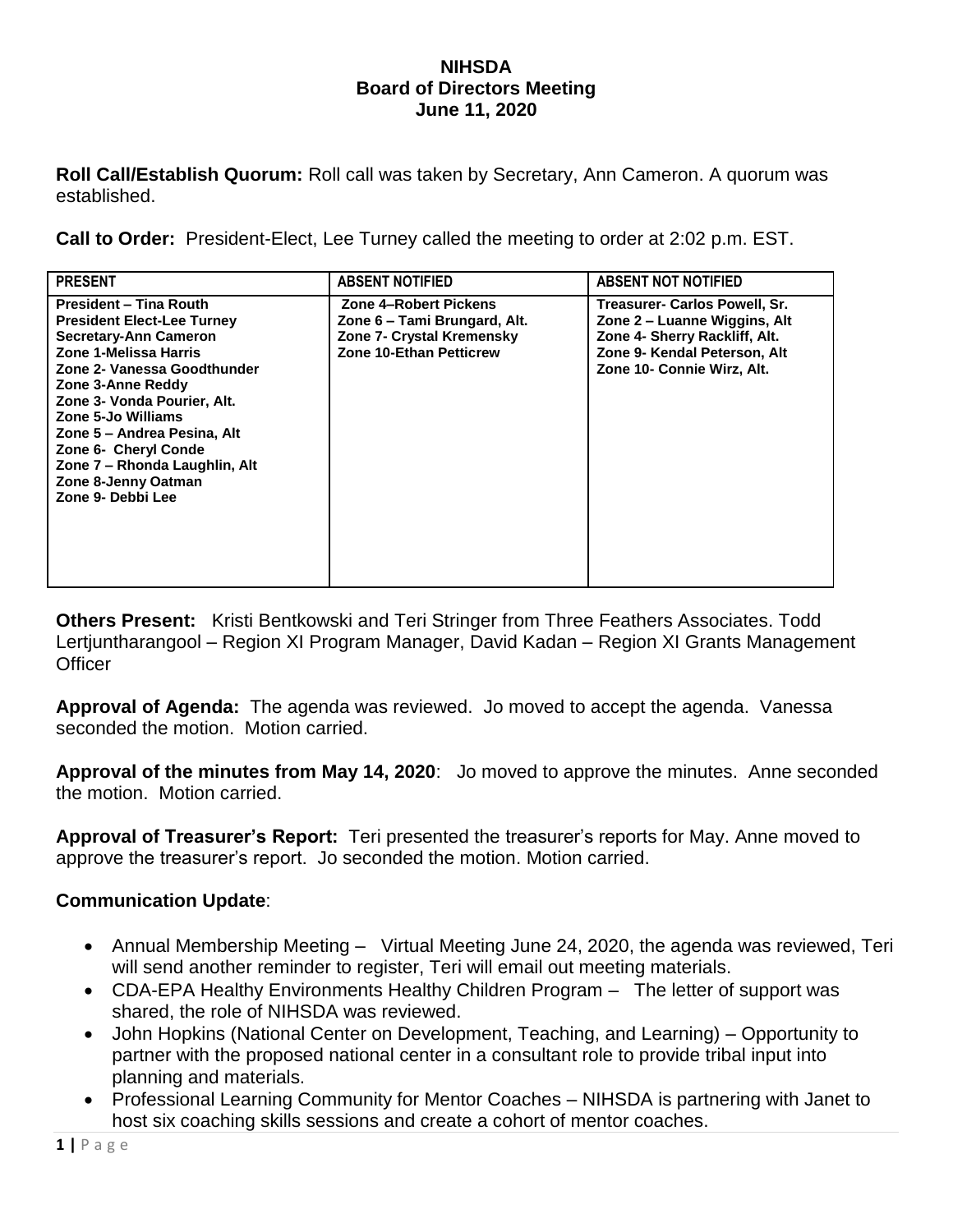# NIHSDA
## Board of Directors Meeting
## June 11, 2020

**Roll Call/Establish Quorum:** Roll call was taken by Secretary, Ann Cameron. A quorum was established.

**Call to Order:** President-Elect, Lee Turney called the meeting to order at 2:02 p.m. EST.

| PRESENT | ABSENT NOTIFIED | ABSENT NOT NOTIFIED |
|---|---|---|
| **President – Tina Routh**<br>**President Elect-Lee Turney**<br>**Secretary-Ann Cameron**<br>**Zone 1-Melissa Harris**<br>**Zone 2- Vanessa Goodthunder**<br>**Zone 3-Anne Reddy**<br>**Zone 3- Vonda Pourier, Alt.**<br>**Zone 5-Jo Williams**<br>**Zone 5 – Andrea Pesina, Alt**<br>**Zone 6- Cheryl Conde**<br>**Zone 7 – Rhonda Laughlin, Alt**<br>**Zone 8-Jenny Oatman**<br>**Zone 9- Debbi Lee** | **Zone 4–Robert Pickens**<br>**Zone 6 – Tami Brungard, Alt.**<br>**Zone 7- Crystal Kremensky**<br>**Zone 10-Ethan Petticrew** | **Treasurer- Carlos Powell, Sr.**<br>**Zone 2 – Luanne Wiggins, Alt**<br>**Zone 4- Sherry Rackliff, Alt.**<br>**Zone 9- Kendal Peterson, Alt**<br>**Zone 10- Connie Wirz, Alt.** |

**Others Present:** Kristi Bentkowski and Teri Stringer from Three Feathers Associates. Todd Lertjuntharangool – Region XI Program Manager, David Kadan – Region XI Grants Management Officer

**Approval of Agenda:** The agenda was reviewed. Jo moved to accept the agenda. Vanessa seconded the motion. Motion carried.

**Approval of the minutes from May 14, 2020**: Jo moved to approve the minutes. Anne seconded the motion. Motion carried.

**Approval of Treasurer's Report:** Teri presented the treasurer's reports for May. Anne moved to approve the treasurer's report. Jo seconded the motion. Motion carried.

**Communication Update**:

- Annual Membership Meeting – Virtual Meeting June 24, 2020, the agenda was reviewed, Teri will send another reminder to register, Teri will email out meeting materials.
- CDA-EPA Healthy Environments Healthy Children Program – The letter of support was shared, the role of NIHSDA was reviewed.
- John Hopkins (National Center on Development, Teaching, and Learning) – Opportunity to partner with the proposed national center in a consultant role to provide tribal input into planning and materials.
- Professional Learning Community for Mentor Coaches – NIHSDA is partnering with Janet to host six coaching skills sessions and create a cohort of mentor coaches.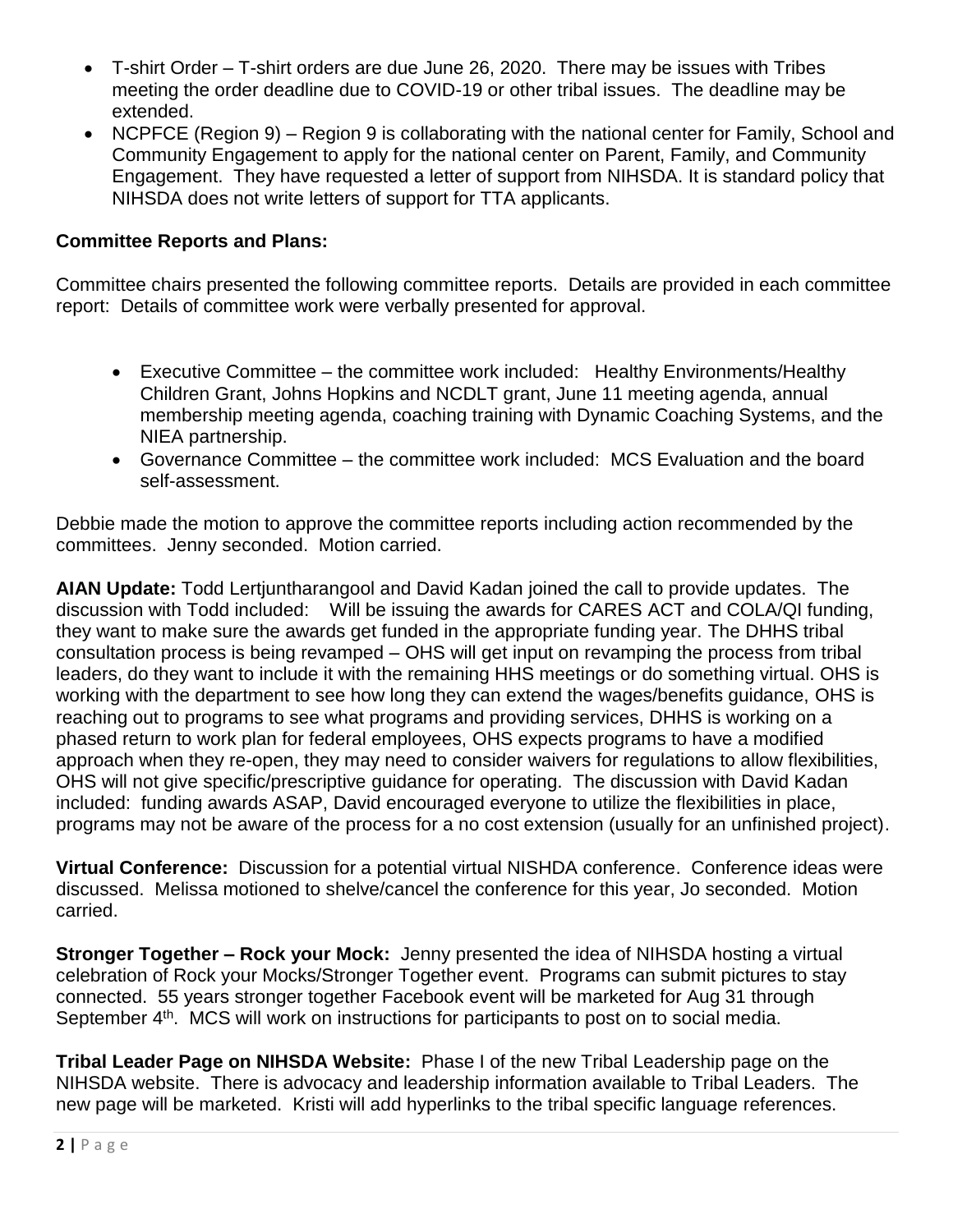- T-shirt Order – T-shirt orders are due June 26, 2020. There may be issues with Tribes meeting the order deadline due to COVID-19 or other tribal issues. The deadline may be extended.
- NCPFCE (Region 9) – Region 9 is collaborating with the national center for Family, School and Community Engagement to apply for the national center on Parent, Family, and Community Engagement. They have requested a letter of support from NIHSDA. It is standard policy that NIHSDA does not write letters of support for TTA applicants.

**Committee Reports and Plans:**

Committee chairs presented the following committee reports. Details are provided in each committee report: Details of committee work were verbally presented for approval.

- Executive Committee – the committee work included: Healthy Environments/Healthy Children Grant, Johns Hopkins and NCDLT grant, June 11 meeting agenda, annual membership meeting agenda, coaching training with Dynamic Coaching Systems, and the NIEA partnership.
- Governance Committee – the committee work included: MCS Evaluation and the board self-assessment.

Debbie made the motion to approve the committee reports including action recommended by the committees. Jenny seconded. Motion carried.

**AIAN Update:** Todd Lertjuntharangool and David Kadan joined the call to provide updates. The discussion with Todd included: Will be issuing the awards for CARES ACT and COLA/QI funding, they want to make sure the awards get funded in the appropriate funding year. The DHHS tribal consultation process is being revamped – OHS will get input on revamping the process from tribal leaders, do they want to include it with the remaining HHS meetings or do something virtual. OHS is working with the department to see how long they can extend the wages/benefits guidance, OHS is reaching out to programs to see what programs and providing services, DHHS is working on a phased return to work plan for federal employees, OHS expects programs to have a modified approach when they re-open, they may need to consider waivers for regulations to allow flexibilities, OHS will not give specific/prescriptive guidance for operating. The discussion with David Kadan included: funding awards ASAP, David encouraged everyone to utilize the flexibilities in place, programs may not be aware of the process for a no cost extension (usually for an unfinished project).

**Virtual Conference:** Discussion for a potential virtual NISHDA conference. Conference ideas were discussed. Melissa motioned to shelve/cancel the conference for this year, Jo seconded. Motion carried.

**Stronger Together – Rock your Mock:** Jenny presented the idea of NIHSDA hosting a virtual celebration of Rock your Mocks/Stronger Together event. Programs can submit pictures to stay connected. 55 years stronger together Facebook event will be marketed for Aug 31 through September 4th. MCS will work on instructions for participants to post on to social media.

**Tribal Leader Page on NIHSDA Website:** Phase I of the new Tribal Leadership page on the NIHSDA website. There is advocacy and leadership information available to Tribal Leaders. The new page will be marketed. Kristi will add hyperlinks to the tribal specific language references.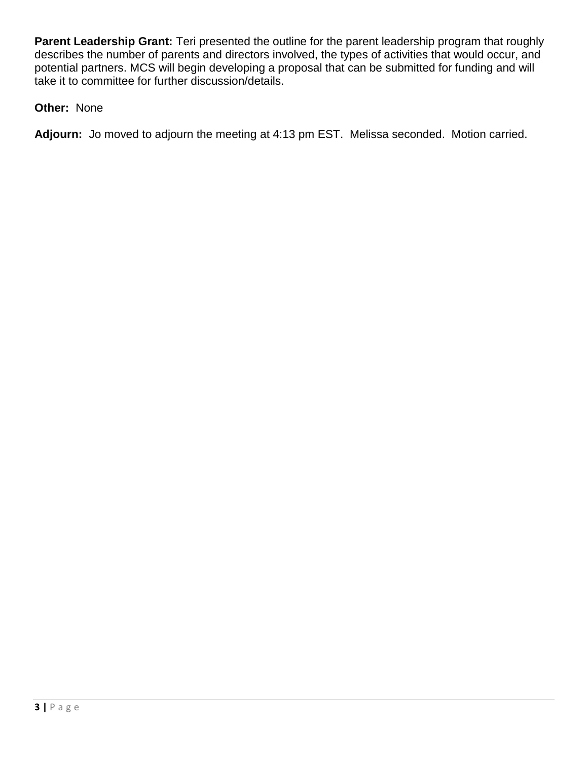**Parent Leadership Grant:** Teri presented the outline for the parent leadership program that roughly describes the number of parents and directors involved, the types of activities that would occur, and potential partners. MCS will begin developing a proposal that can be submitted for funding and will take it to committee for further discussion/details.

**Other:** None

**Adjourn:** Jo moved to adjourn the meeting at 4:13 pm EST. Melissa seconded. Motion carried.